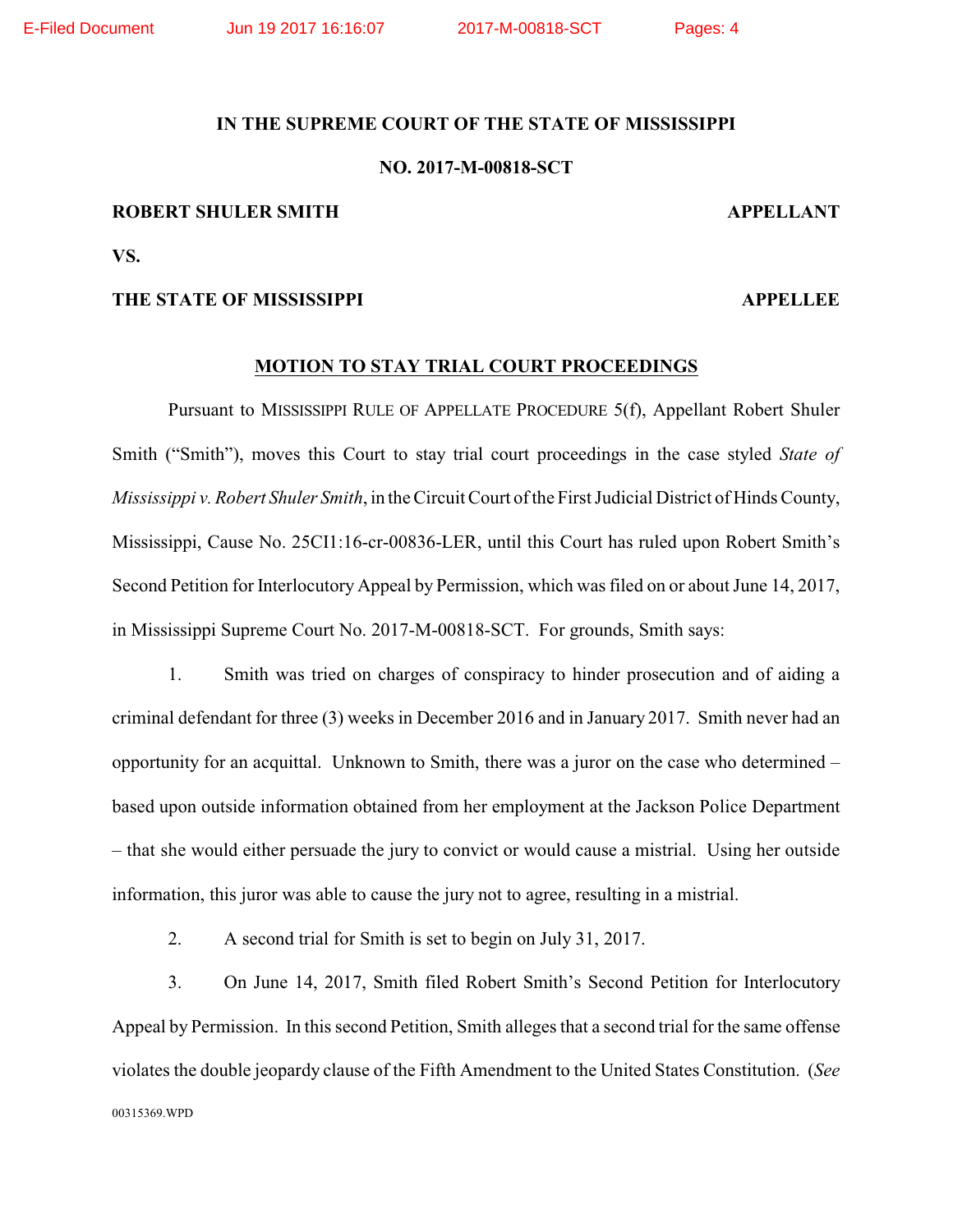**IN THE SUPREME COURT OF THE STATE OF MISSISSIPPI**

**NO. 2017-M-00818-SCT**

**ROBERT SHULER SMITH** **APPELLANT**

**VS.**

**THE STATE OF MISSISSIPPI** **APPELLEE**

## MOTION TO STAY TRIAL COURT PROCEEDINGS

Pursuant to MISSISSIPPI RULE OF APPELLATE PROCEDURE 5(f), Appellant Robert Shuler Smith ("Smith"), moves this Court to stay trial court proceedings in the case styled *State of Mississippi v. Robert Shuler Smith*, in the Circuit Court of the First Judicial District of Hinds County, Mississippi, Cause No. 25CI1:16-cr-00836-LER, until this Court has ruled upon Robert Smith's Second Petition for Interlocutory Appeal by Permission, which was filed on or about June 14, 2017, in Mississippi Supreme Court No. 2017-M-00818-SCT. For grounds, Smith says:

1. Smith was tried on charges of conspiracy to hinder prosecution and of aiding a criminal defendant for three (3) weeks in December 2016 and in January 2017. Smith never had an opportunity for an acquittal. Unknown to Smith, there was a juror on the case who determined – based upon outside information obtained from her employment at the Jackson Police Department – that she would either persuade the jury to convict or would cause a mistrial. Using her outside information, this juror was able to cause the jury not to agree, resulting in a mistrial.

2. A second trial for Smith is set to begin on July 31, 2017.

3. On June 14, 2017, Smith filed Robert Smith's Second Petition for Interlocutory Appeal by Permission. In this second Petition, Smith alleges that a second trial for the same offense violates the double jeopardy clause of the Fifth Amendment to the United States Constitution. (*See*

00315369.WPD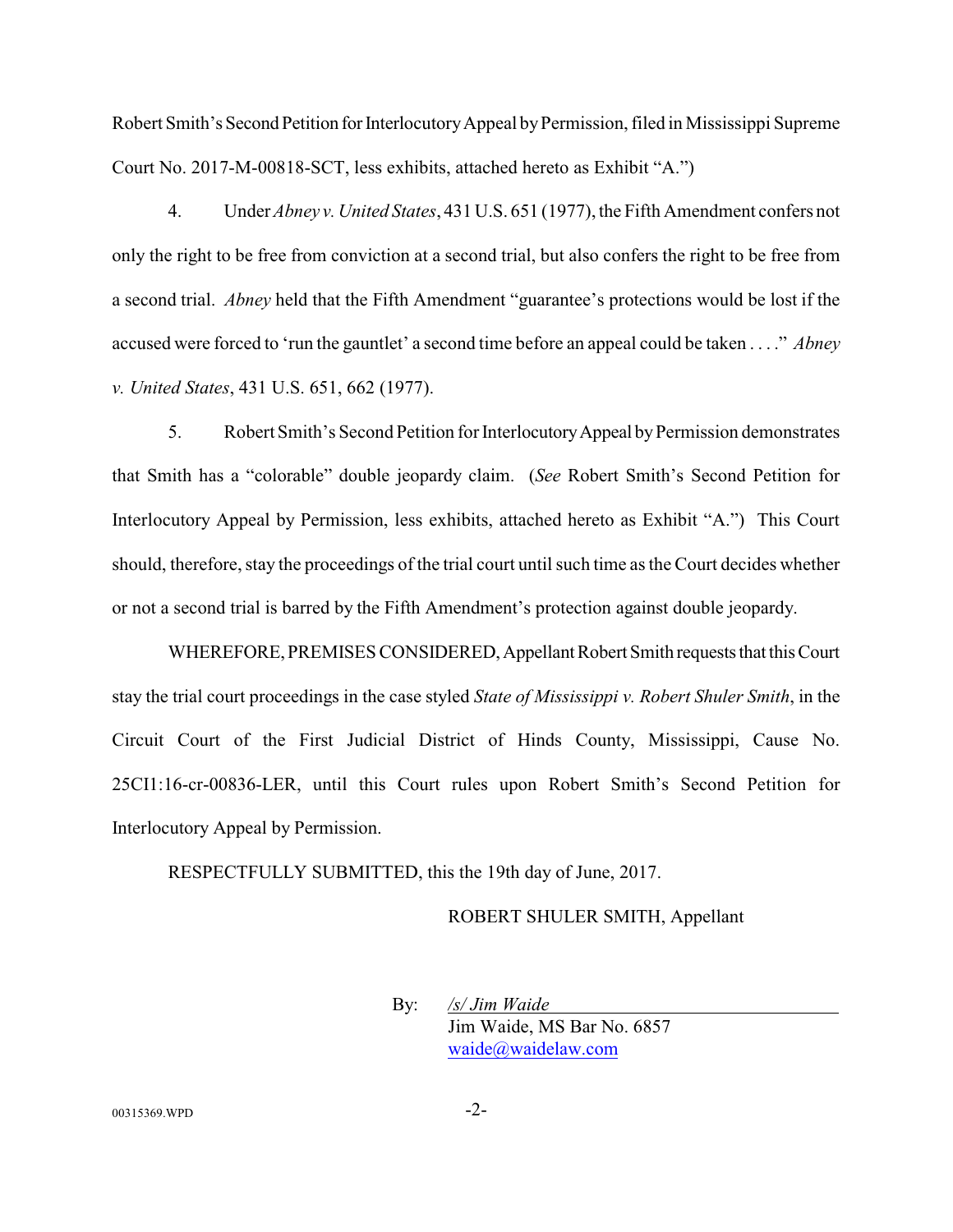Robert Smith's Second Petition for Interlocutory Appeal by Permission, filed in Mississippi Supreme Court No. 2017-M-00818-SCT, less exhibits, attached hereto as Exhibit "A.")

4. Under *Abney v. United States*, 431 U.S. 651 (1977), the Fifth Amendment confers not only the right to be free from conviction at a second trial, but also confers the right to be free from a second trial. *Abney* held that the Fifth Amendment "guarantee's protections would be lost if the accused were forced to 'run the gauntlet' a second time before an appeal could be taken . . . ." *Abney v. United States*, 431 U.S. 651, 662 (1977).

5. Robert Smith's Second Petition for Interlocutory Appeal by Permission demonstrates that Smith has a "colorable" double jeopardy claim. (*See* Robert Smith's Second Petition for Interlocutory Appeal by Permission, less exhibits, attached hereto as Exhibit "A.") This Court should, therefore, stay the proceedings of the trial court until such time as the Court decides whether or not a second trial is barred by the Fifth Amendment's protection against double jeopardy.

WHEREFORE, PREMISES CONSIDERED, Appellant Robert Smith requests that this Court stay the trial court proceedings in the case styled *State of Mississippi v. Robert Shuler Smith*, in the Circuit Court of the First Judicial District of Hinds County, Mississippi, Cause No. 25CI1:16-cr-00836-LER, until this Court rules upon Robert Smith's Second Petition for Interlocutory Appeal by Permission.

RESPECTFULLY SUBMITTED, this the 19th day of June, 2017.

ROBERT SHULER SMITH, Appellant

By: */s/ Jim Waide*
Jim Waide, MS Bar No. 6857
waide@waidelaw.com

00315369.WPD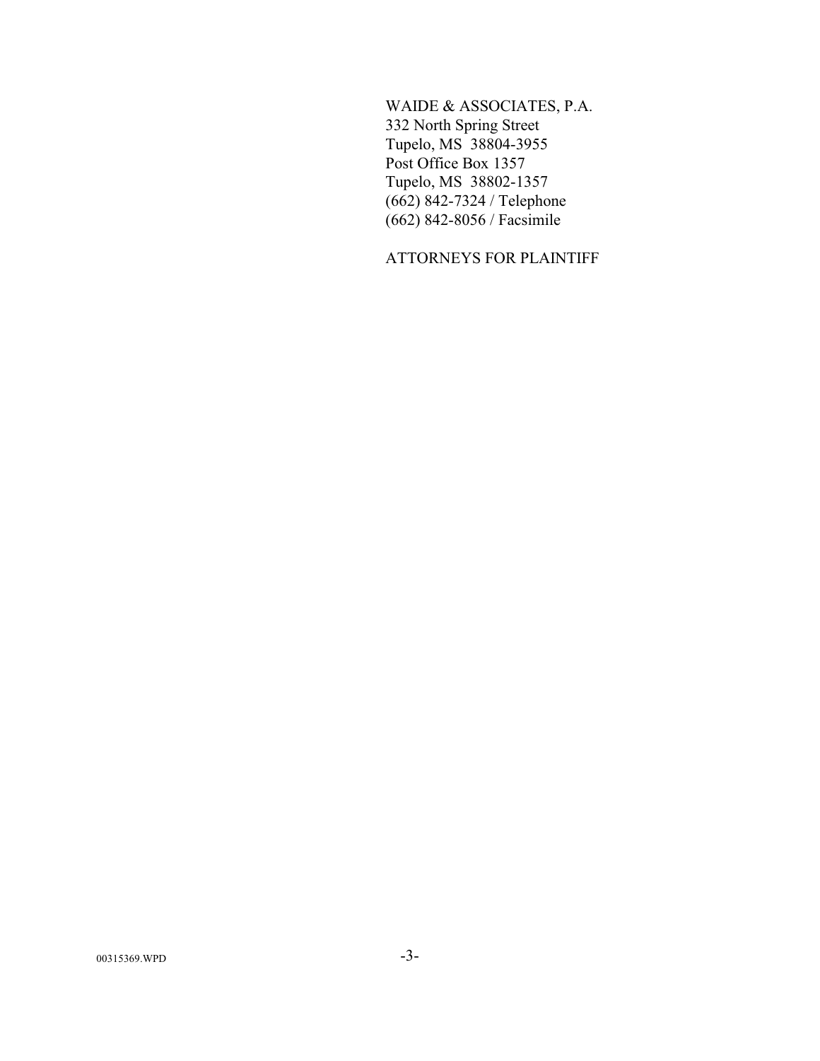WAIDE & ASSOCIATES, P.A.
332 North Spring Street
Tupelo, MS  38804-3955
Post Office Box 1357
Tupelo, MS  38802-1357
(662) 842-7324 / Telephone
(662) 842-8056 / Facsimile

ATTORNEYS FOR PLAINTIFF

00315369.WPD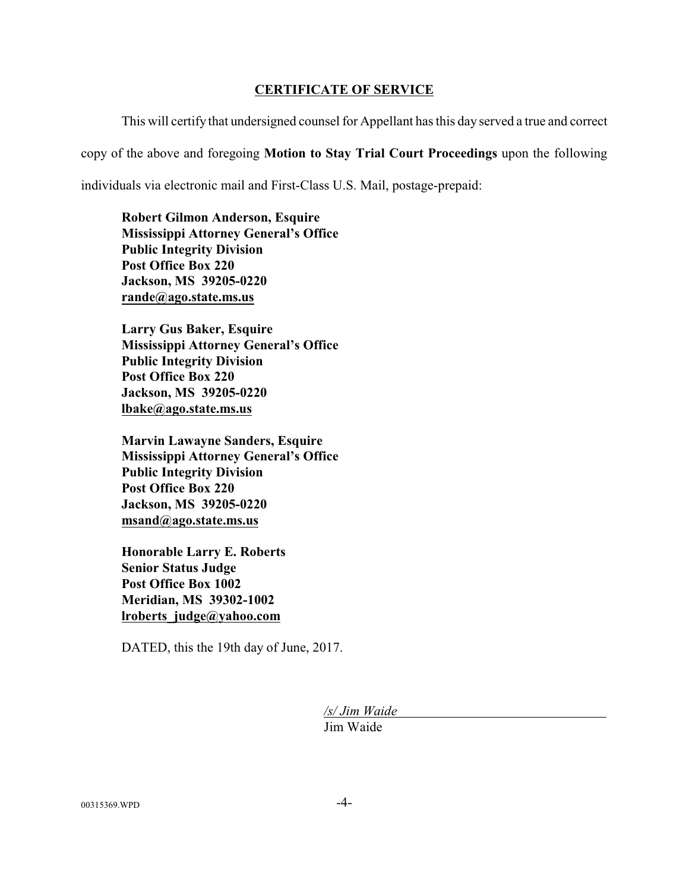## CERTIFICATE OF SERVICE

This will certify that undersigned counsel for Appellant has this day served a true and correct copy of the above and foregoing **Motion to Stay Trial Court Proceedings** upon the following individuals via electronic mail and First-Class U.S. Mail, postage-prepaid:

**Robert Gilmon Anderson, Esquire**
**Mississippi Attorney General's Office**
**Public Integrity Division**
**Post Office Box 220**
**Jackson, MS 39205-0220**
**rande@ago.state.ms.us**

**Larry Gus Baker, Esquire**
**Mississippi Attorney General's Office**
**Public Integrity Division**
**Post Office Box 220**
**Jackson, MS 39205-0220**
**lbake@ago.state.ms.us**

**Marvin Lawayne Sanders, Esquire**
**Mississippi Attorney General's Office**
**Public Integrity Division**
**Post Office Box 220**
**Jackson, MS 39205-0220**
**msand@ago.state.ms.us**

**Honorable Larry E. Roberts**
**Senior Status Judge**
**Post Office Box 1002**
**Meridian, MS 39302-1002**
**lroberts_judge@yahoo.com**

DATED, this the 19th day of June, 2017.

*/s/ Jim Waide*
Jim Waide

00315369.WPD